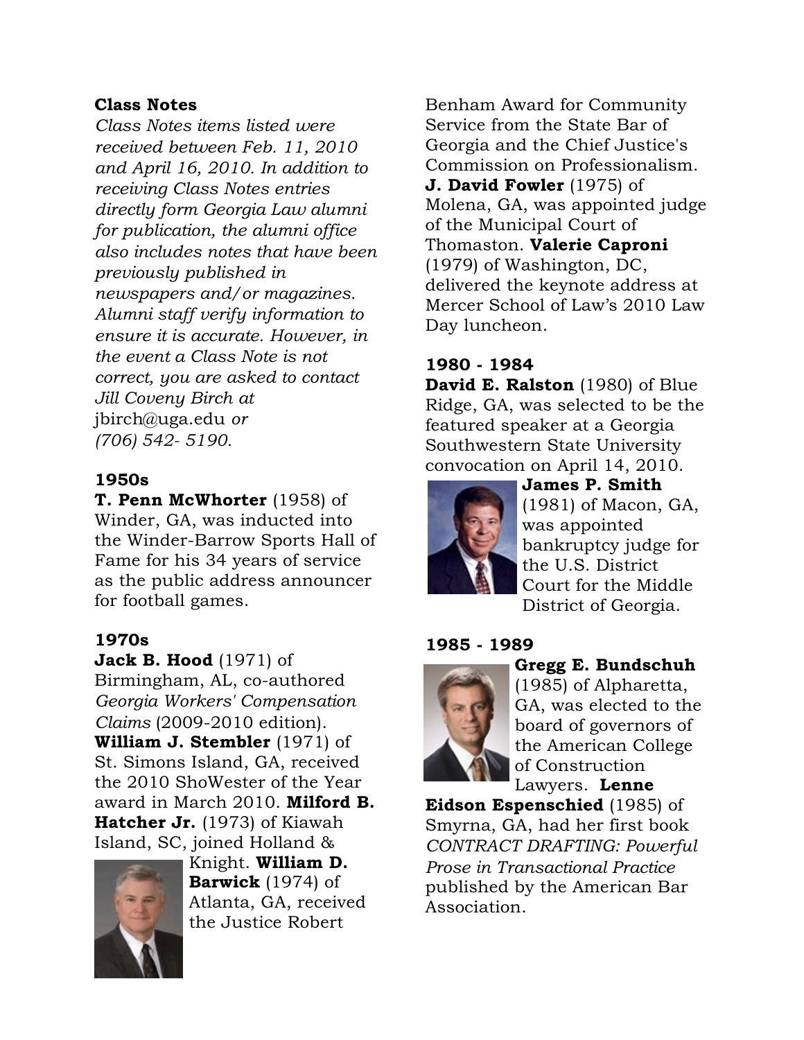## Class Notes

*Class Notes items listed were received between Feb. 11, 2010 and April 16, 2010. In addition to receiving Class Notes entries directly form Georgia Law alumni for publication, the alumni office also includes notes that have been previously published in newspapers and/or magazines. Alumni staff verify information to ensure it is accurate. However, in the event a Class Note is not correct, you are asked to contact Jill Coveny Birch at* jbirch@uga.edu *or (706) 542- 5190.*

### 1950s

**T. Penn McWhorter** (1958) of Winder, GA, was inducted into the Winder-Barrow Sports Hall of Fame for his 34 years of service as the public address announcer for football games.

### 1970s

**Jack B. Hood** (1971) of Birmingham, AL, co-authored *Georgia Workers' Compensation Claims* (2009-2010 edition). **William J. Stembler** (1971) of St. Simons Island, GA, received the 2010 ShoWester of the Year award in March 2010. **Milford B. Hatcher Jr.** (1973) of Kiawah Island, SC, joined Holland & Knight. **William D. Barwick** (1974) of Atlanta, GA, received the Justice Robert Benham Award for Community Service from the State Bar of Georgia and the Chief Justice's Commission on Professionalism. **J. David Fowler** (1975) of Molena, GA, was appointed judge of the Municipal Court of Thomaston. **Valerie Caproni** (1979) of Washington, DC, delivered the keynote address at Mercer School of Law's 2010 Law Day luncheon.

### 1980 - 1984

**David E. Ralston** (1980) of Blue Ridge, GA, was selected to be the featured speaker at a Georgia Southwestern State University convocation on April 14, 2010. **James P. Smith** (1981) of Macon, GA, was appointed bankruptcy judge for the U.S. District Court for the Middle District of Georgia.

### 1985 - 1989

**Gregg E. Bundschuh** (1985) of Alpharetta, GA, was elected to the board of governors of the American College of Construction Lawyers. **Lenne Eidson Espenschied** (1985) of Smyrna, GA, had her first book *CONTRACT DRAFTING: Powerful Prose in Transactional Practice* published by the American Bar Association.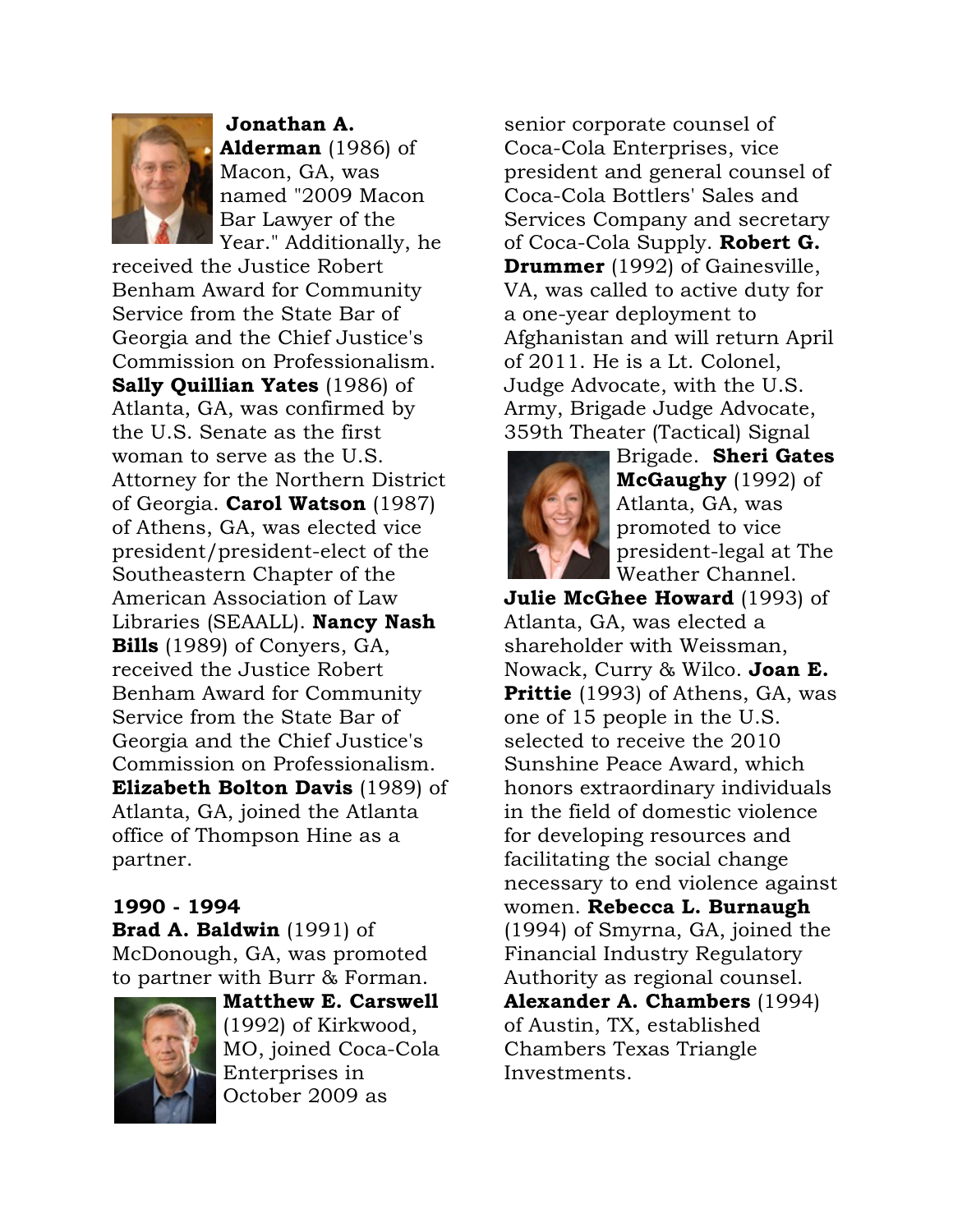**Jonathan A. Alderman** (1986) of Macon, GA, was named "2009 Macon Bar Lawyer of the Year." Additionally, he received the Justice Robert Benham Award for Community Service from the State Bar of Georgia and the Chief Justice's Commission on Professionalism. **Sally Quillian Yates** (1986) of Atlanta, GA, was confirmed by the U.S. Senate as the first woman to serve as the U.S. Attorney for the Northern District of Georgia. **Carol Watson** (1987) of Athens, GA, was elected vice president/president-elect of the Southeastern Chapter of the American Association of Law Libraries (SEAALL). **Nancy Nash Bills** (1989) of Conyers, GA, received the Justice Robert Benham Award for Community Service from the State Bar of Georgia and the Chief Justice's Commission on Professionalism. **Elizabeth Bolton Davis** (1989) of Atlanta, GA, joined the Atlanta office of Thompson Hine as a partner.

**1990 - 1994**

**Brad A. Baldwin** (1991) of McDonough, GA, was promoted to partner with Burr & Forman. **Matthew E. Carswell** (1992) of Kirkwood, MO, joined Coca-Cola Enterprises in October 2009 as senior corporate counsel of Coca-Cola Enterprises, vice president and general counsel of Coca-Cola Bottlers' Sales and Services Company and secretary of Coca-Cola Supply. **Robert G. Drummer** (1992) of Gainesville, VA, was called to active duty for a one-year deployment to Afghanistan and will return April of 2011. He is a Lt. Colonel, Judge Advocate, with the U.S. Army, Brigade Judge Advocate, 359th Theater (Tactical) Signal Brigade. **Sheri Gates McGaughy** (1992) of Atlanta, GA, was promoted to vice president-legal at The Weather Channel. **Julie McGhee Howard** (1993) of Atlanta, GA, was elected a shareholder with Weissman, Nowack, Curry & Wilco. **Joan E. Prittie** (1993) of Athens, GA, was one of 15 people in the U.S. selected to receive the 2010 Sunshine Peace Award, which honors extraordinary individuals in the field of domestic violence for developing resources and facilitating the social change necessary to end violence against women. **Rebecca L. Burnaugh** (1994) of Smyrna, GA, joined the Financial Industry Regulatory Authority as regional counsel. **Alexander A. Chambers** (1994) of Austin, TX, established Chambers Texas Triangle Investments.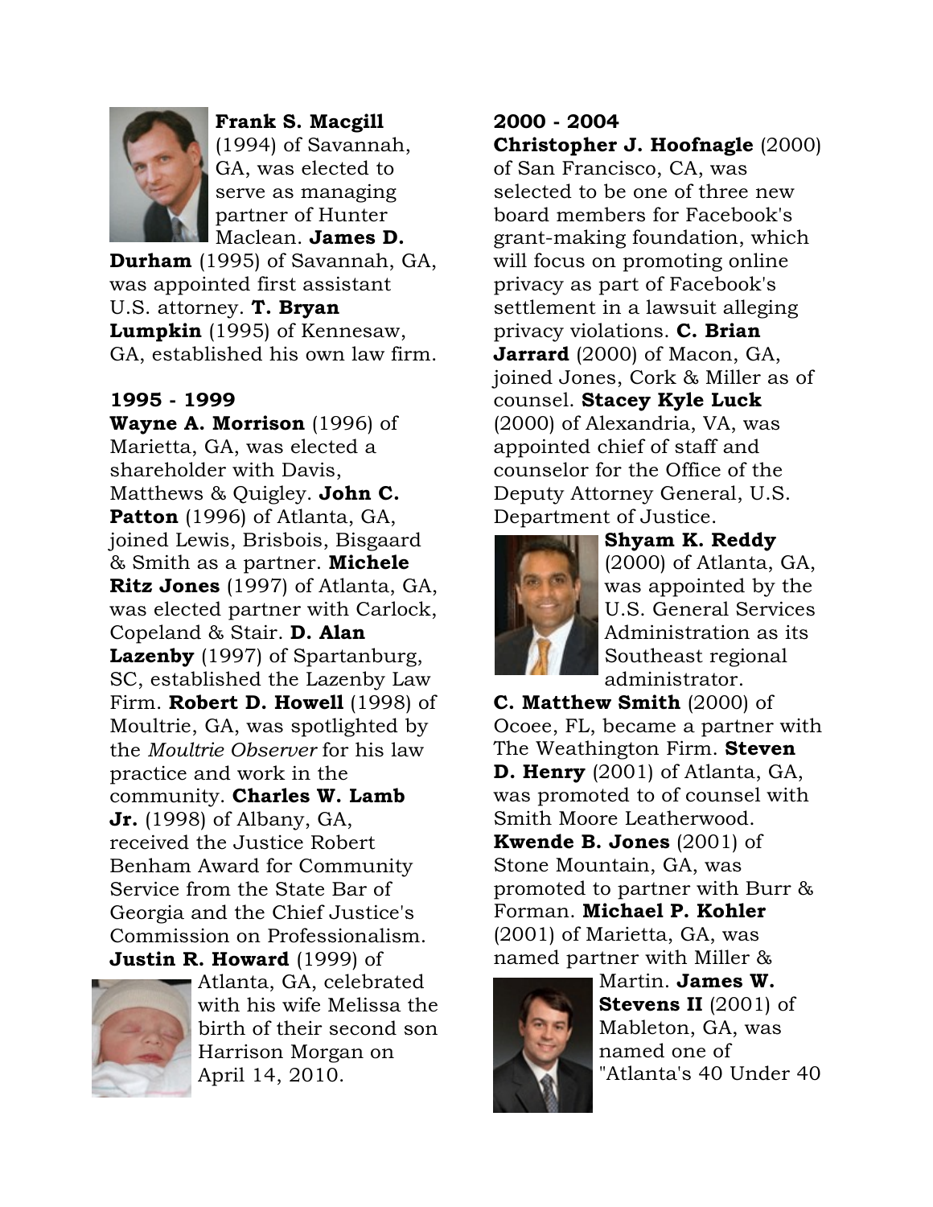**Frank S. Macgill** (1994) of Savannah, GA, was elected to serve as managing partner of Hunter Maclean. **James D. Durham** (1995) of Savannah, GA, was appointed first assistant U.S. attorney. **T. Bryan Lumpkin** (1995) of Kennesaw, GA, established his own law firm.

### 1995 - 1999

**Wayne A. Morrison** (1996) of Marietta, GA, was elected a shareholder with Davis, Matthews & Quigley. **John C. Patton** (1996) of Atlanta, GA, joined Lewis, Brisbois, Bisgaard & Smith as a partner. **Michele Ritz Jones** (1997) of Atlanta, GA, was elected partner with Carlock, Copeland & Stair. **D. Alan Lazenby** (1997) of Spartanburg, SC, established the Lazenby Law Firm. **Robert D. Howell** (1998) of Moultrie, GA, was spotlighted by the *Moultrie Observer* for his law practice and work in the community. **Charles W. Lamb Jr.** (1998) of Albany, GA, received the Justice Robert Benham Award for Community Service from the State Bar of Georgia and the Chief Justice's Commission on Professionalism. **Justin R. Howard** (1999) of Atlanta, GA, celebrated with his wife Melissa the birth of their second son Harrison Morgan on April 14, 2010.

### 2000 - 2004

**Christopher J. Hoofnagle** (2000) of San Francisco, CA, was selected to be one of three new board members for Facebook's grant-making foundation, which will focus on promoting online privacy as part of Facebook's settlement in a lawsuit alleging privacy violations. **C. Brian Jarrard** (2000) of Macon, GA, joined Jones, Cork & Miller as of counsel. **Stacey Kyle Luck** (2000) of Alexandria, VA, was appointed chief of staff and counselor for the Office of the Deputy Attorney General, U.S. Department of Justice.

**Shyam K. Reddy** (2000) of Atlanta, GA, was appointed by the U.S. General Services Administration as its Southeast regional administrator.

**C. Matthew Smith** (2000) of Ocoee, FL, became a partner with The Weathington Firm. **Steven D. Henry** (2001) of Atlanta, GA, was promoted to of counsel with Smith Moore Leatherwood. **Kwende B. Jones** (2001) of Stone Mountain, GA, was promoted to partner with Burr & Forman. **Michael P. Kohler** (2001) of Marietta, GA, was named partner with Miller & Martin. **James W. Stevens II** (2001) of Mableton, GA, was named one of "Atlanta's 40 Under 40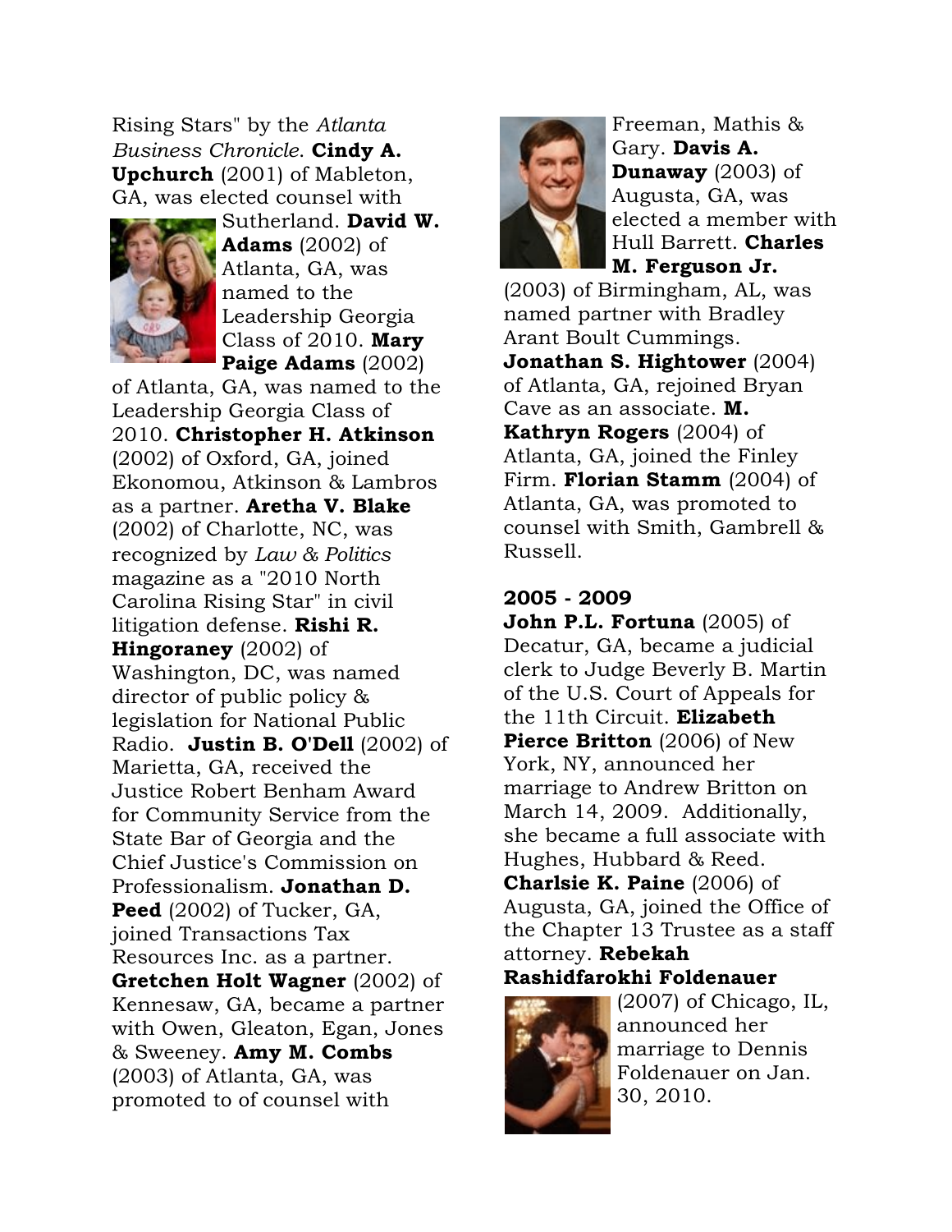Rising Stars" by the *Atlanta Business Chronicle*. **Cindy A. Upchurch** (2001) of Mableton, GA, was elected counsel with Sutherland. **David W. Adams** (2002) of Atlanta, GA, was named to the Leadership Georgia Class of 2010. **Mary Paige Adams** (2002) of Atlanta, GA, was named to the Leadership Georgia Class of 2010. **Christopher H. Atkinson** (2002) of Oxford, GA, joined Ekonomou, Atkinson & Lambros as a partner. **Aretha V. Blake** (2002) of Charlotte, NC, was recognized by *Law & Politics* magazine as a "2010 North Carolina Rising Star" in civil litigation defense. **Rishi R. Hingoraney** (2002) of Washington, DC, was named director of public policy & legislation for National Public Radio. **Justin B. O'Dell** (2002) of Marietta, GA, received the Justice Robert Benham Award for Community Service from the State Bar of Georgia and the Chief Justice's Commission on Professionalism. **Jonathan D. Peed** (2002) of Tucker, GA, joined Transactions Tax Resources Inc. as a partner. **Gretchen Holt Wagner** (2002) of Kennesaw, GA, became a partner with Owen, Gleaton, Egan, Jones & Sweeney. **Amy M. Combs** (2003) of Atlanta, GA, was promoted to of counsel with Freeman, Mathis & Gary. **Davis A. Dunaway** (2003) of Augusta, GA, was elected a member with Hull Barrett. **Charles M. Ferguson Jr.** (2003) of Birmingham, AL, was named partner with Bradley Arant Boult Cummings. **Jonathan S. Hightower** (2004) of Atlanta, GA, rejoined Bryan Cave as an associate. **M. Kathryn Rogers** (2004) of Atlanta, GA, joined the Finley Firm. **Florian Stamm** (2004) of Atlanta, GA, was promoted to counsel with Smith, Gambrell & Russell.

**2005 - 2009**

**John P.L. Fortuna** (2005) of Decatur, GA, became a judicial clerk to Judge Beverly B. Martin of the U.S. Court of Appeals for the 11th Circuit. **Elizabeth Pierce Britton** (2006) of New York, NY, announced her marriage to Andrew Britton on March 14, 2009. Additionally, she became a full associate with Hughes, Hubbard & Reed. **Charlsie K. Paine** (2006) of Augusta, GA, joined the Office of the Chapter 13 Trustee as a staff attorney. **Rebekah Rashidfarokhi Foldenauer** (2007) of Chicago, IL, announced her marriage to Dennis Foldenauer on Jan. 30, 2010.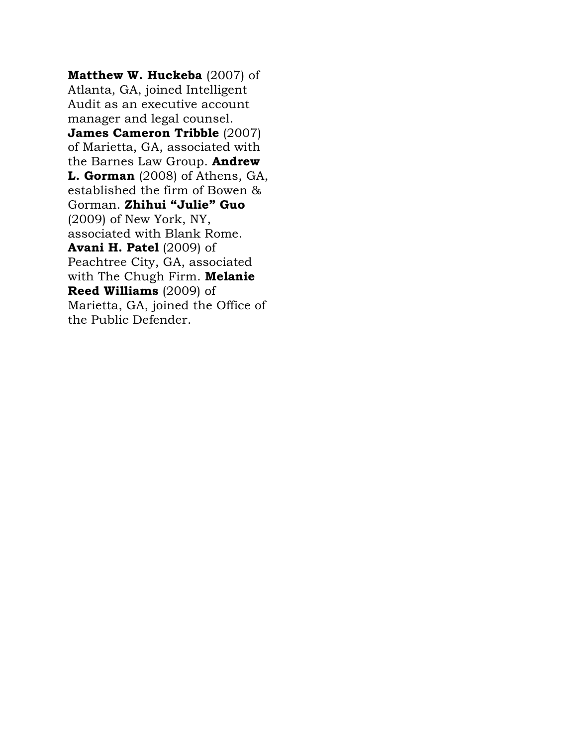**Matthew W. Huckeba** (2007) of Atlanta, GA, joined Intelligent Audit as an executive account manager and legal counsel. **James Cameron Tribble** (2007) of Marietta, GA, associated with the Barnes Law Group. **Andrew L. Gorman** (2008) of Athens, GA, established the firm of Bowen & Gorman. **Zhihui "Julie" Guo** (2009) of New York, NY, associated with Blank Rome. **Avani H. Patel** (2009) of Peachtree City, GA, associated with The Chugh Firm. **Melanie Reed Williams** (2009) of Marietta, GA, joined the Office of the Public Defender.